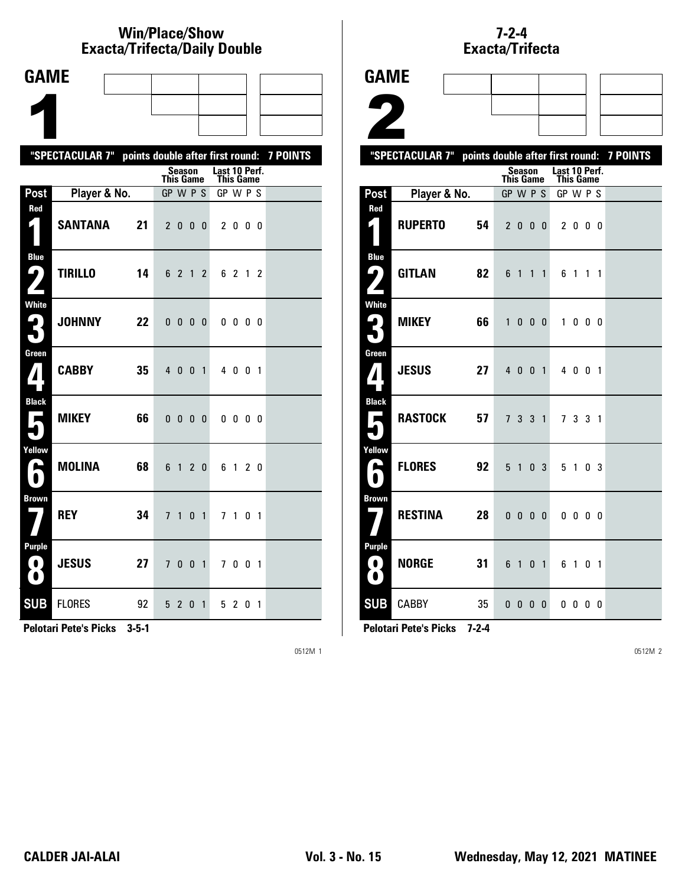## Win/Place/Show
## Exacta/Trifecta/Daily Double

# GAME 1

**"SPECTACULAR 7" points double after first round: 7 POINTS**

| Post | Player & No. | | Season This Game GP W P S | Last 10 Perf. This Game GP W P S |
|---|---|---|---|---|
| Red 1 | **SANTANA** | **21** | 2 0 0 0 | 2 0 0 0 |
| Blue 2 | **TIRILLO** | **14** | 6 2 1 2 | 6 2 1 2 |
| White 3 | **JOHNNY** | **22** | 0 0 0 0 | 0 0 0 0 |
| Green 4 | **CABBY** | **35** | 4 0 0 1 | 4 0 0 1 |
| Black 5 | **MIKEY** | **66** | 0 0 0 0 | 0 0 0 0 |
| Yellow 6 | **MOLINA** | **68** | 6 1 2 0 | 6 1 2 0 |
| Brown 7 | **REY** | **34** | 7 1 0 1 | 7 1 0 1 |
| Purple 8 | **JESUS** | **27** | 7 0 0 1 | 7 0 0 1 |
| SUB | FLORES | 92 | 5 2 0 1 | 5 2 0 1 |

**Pelotari Pete's Picks 3-5-1**

0512M 1

## 7-2-4
## Exacta/Trifecta

# GAME 2

**"SPECTACULAR 7" points double after first round: 7 POINTS**

| Post | Player & No. | | Season This Game GP W P S | Last 10 Perf. This Game GP W P S |
|---|---|---|---|---|
| Red 1 | **RUPERTO** | **54** | 2 0 0 0 | 2 0 0 0 |
| Blue 2 | **GITLAN** | **82** | 6 1 1 1 | 6 1 1 1 |
| White 3 | **MIKEY** | **66** | 1 0 0 0 | 1 0 0 0 |
| Green 4 | **JESUS** | **27** | 4 0 0 1 | 4 0 0 1 |
| Black 5 | **RASTOCK** | **57** | 7 3 3 1 | 7 3 3 1 |
| Yellow 6 | **FLORES** | **92** | 5 1 0 3 | 5 1 0 3 |
| Brown 7 | **RESTINA** | **28** | 0 0 0 0 | 0 0 0 0 |
| Purple 8 | **NORGE** | **31** | 6 1 0 1 | 6 1 0 1 |
| SUB | CABBY | 35 | 0 0 0 0 | 0 0 0 0 |

**Pelotari Pete's Picks 7-2-4**

0512M 2

**CALDER JAI-ALAI** **Vol. 3 - No. 15** **Wednesday, May 12, 2021 MATINEE**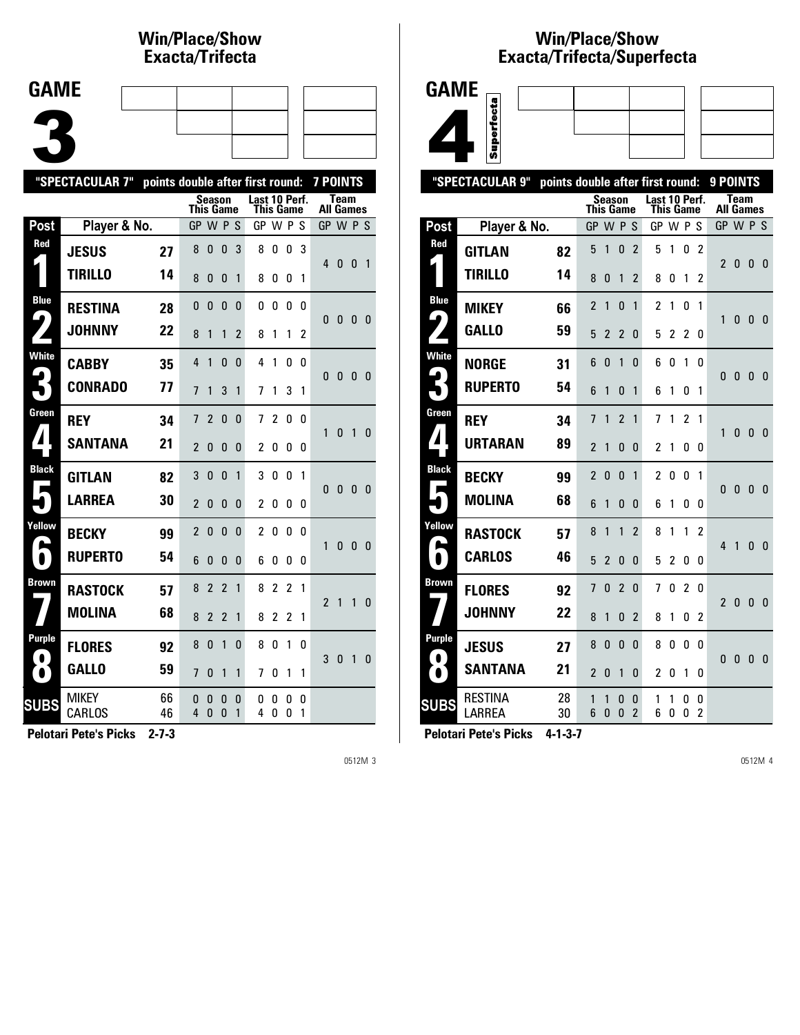## Win/Place/Show Exacta/Trifecta

# GAME 3

"SPECTACULAR 7" points double after first round: 7 POINTS

| Post | Player & No. | | Season This Game GP W P S | Last 10 Perf. This Game GP W P S | Team All Games GP W P S |
|---|---|---|---|---|---|
| Red 1 | JESUS | 27 | 8 0 0 3 | 8 0 0 3 | 4 0 0 1 |
| | TIRILLO | 14 | 8 0 0 1 | 8 0 0 1 | |
| Blue 2 | RESTINA | 28 | 0 0 0 0 | 0 0 0 0 | 0 0 0 0 |
| | JOHNNY | 22 | 8 1 1 2 | 8 1 1 2 | |
| White 3 | CABBY | 35 | 4 1 0 0 | 4 1 0 0 | 0 0 0 0 |
| | CONRADO | 77 | 7 1 3 1 | 7 1 3 1 | |
| Green 4 | REY | 34 | 7 2 0 0 | 7 2 0 0 | 1 0 1 0 |
| | SANTANA | 21 | 2 0 0 0 | 2 0 0 0 | |
| Black 5 | GITLAN | 82 | 3 0 0 1 | 3 0 0 1 | 0 0 0 0 |
| | LARREA | 30 | 2 0 0 0 | 2 0 0 0 | |
| Yellow 6 | BECKY | 99 | 2 0 0 0 | 2 0 0 0 | 1 0 0 0 |
| | RUPERTO | 54 | 6 0 0 0 | 6 0 0 0 | |
| Brown 7 | RASTOCK | 57 | 8 2 2 1 | 8 2 2 1 | 2 1 1 0 |
| | MOLINA | 68 | 8 2 2 1 | 8 2 2 1 | |
| Purple 8 | FLORES | 92 | 8 0 1 0 | 8 0 1 0 | 3 0 1 0 |
| | GALLO | 59 | 7 0 1 1 | 7 0 1 1 | |
| SUBS | MIKEY | 66 | 0 0 0 0 | 0 0 0 0 | |
| | CARLOS | 46 | 4 0 0 1 | 4 0 0 1 | |

**Pelotari Pete's Picks 2-7-3**

## Win/Place/Show Exacta/Trifecta/Superfecta

# GAME 4

Superfecta

"SPECTACULAR 9" points double after first round: 9 POINTS

| Post | Player & No. | | Season This Game GP W P S | Last 10 Perf. This Game GP W P S | Team All Games GP W P S |
|---|---|---|---|---|---|
| Red 1 | GITLAN | 82 | 5 1 0 2 | 5 1 0 2 | 2 0 0 0 |
| | TIRILLO | 14 | 8 0 1 2 | 8 0 1 2 | |
| Blue 2 | MIKEY | 66 | 2 1 0 1 | 2 1 0 1 | 1 0 0 0 |
| | GALLO | 59 | 5 2 2 0 | 5 2 2 0 | |
| White 3 | NORGE | 31 | 6 0 1 0 | 6 0 1 0 | 0 0 0 0 |
| | RUPERTO | 54 | 6 1 0 1 | 6 1 0 1 | |
| Green 4 | REY | 34 | 7 1 2 1 | 7 1 2 1 | 1 0 0 0 |
| | URTARAN | 89 | 2 1 0 0 | 2 1 0 0 | |
| Black 5 | BECKY | 99 | 2 0 0 1 | 2 0 0 1 | 0 0 0 0 |
| | MOLINA | 68 | 6 1 0 0 | 6 1 0 0 | |
| Yellow 6 | RASTOCK | 57 | 8 1 1 2 | 8 1 1 2 | 4 1 0 0 |
| | CARLOS | 46 | 5 2 0 0 | 5 2 0 0 | |
| Brown 7 | FLORES | 92 | 7 0 2 0 | 7 0 2 0 | 2 0 0 0 |
| | JOHNNY | 22 | 8 1 0 2 | 8 1 0 2 | |
| Purple 8 | JESUS | 27 | 8 0 0 0 | 8 0 0 0 | 0 0 0 0 |
| | SANTANA | 21 | 2 0 1 0 | 2 0 1 0 | |
| SUBS | RESTINA | 28 | 1 1 0 0 | 1 1 0 0 | |
| | LARREA | 30 | 6 0 0 2 | 6 0 0 2 | |

**Pelotari Pete's Picks 4-1-3-7**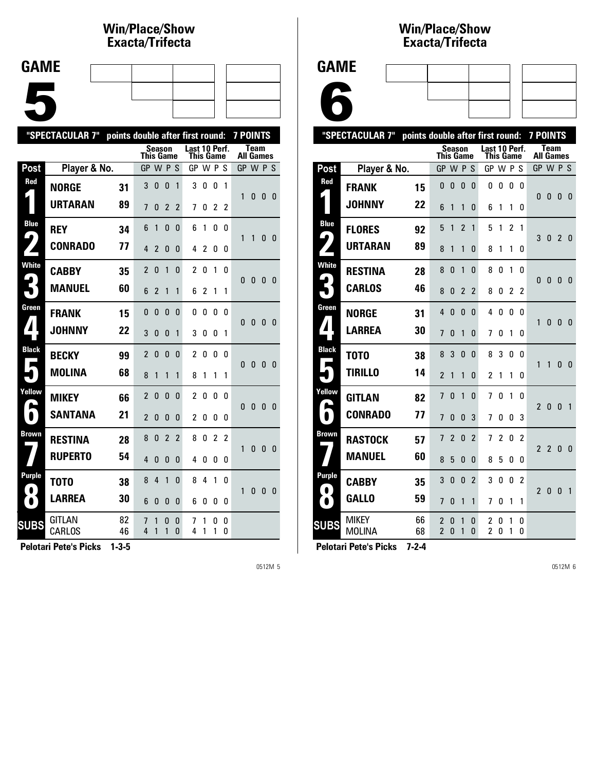# Win/Place/Show Exacta/Trifecta

## GAME 5

"SPECTACULAR 7" points double after first round: 7 POINTS

| Post | Player & No. | | Season This Game GP W P S | Last 10 Perf. This Game GP W P S | Team All Games GP W P S |
|---|---|---|---|---|---|
| Red 1 | NORGE | 31 | 3 0 0 1 | 3 0 0 1 | 1 0 0 0 |
| | URTARAN | 89 | 7 0 2 2 | 7 0 2 2 | |
| Blue 2 | REY | 34 | 6 1 0 0 | 6 1 0 0 | 1 1 0 0 |
| | CONRADO | 77 | 4 2 0 0 | 4 2 0 0 | |
| White 3 | CABBY | 35 | 2 0 1 0 | 2 0 1 0 | 0 0 0 0 |
| | MANUEL | 60 | 6 2 1 1 | 6 2 1 1 | |
| Green 4 | FRANK | 15 | 0 0 0 0 | 0 0 0 0 | 0 0 0 0 |
| | JOHNNY | 22 | 3 0 0 1 | 3 0 0 1 | |
| Black 5 | BECKY | 99 | 2 0 0 0 | 2 0 0 0 | 0 0 0 0 |
| | MOLINA | 68 | 8 1 1 1 | 8 1 1 1 | |
| Yellow 6 | MIKEY | 66 | 2 0 0 0 | 2 0 0 0 | 0 0 0 0 |
| | SANTANA | 21 | 2 0 0 0 | 2 0 0 0 | |
| Brown 7 | RESTINA | 28 | 8 0 2 2 | 8 0 2 2 | 1 0 0 0 |
| | RUPERTO | 54 | 4 0 0 0 | 4 0 0 0 | |
| Purple 8 | TOTO | 38 | 8 4 1 0 | 8 4 1 0 | 1 0 0 0 |
| | LARREA | 30 | 6 0 0 0 | 6 0 0 0 | |
| SUBS | GITLAN | 82 | 7 1 0 0 | 7 1 0 0 | |
| | CARLOS | 46 | 4 1 1 0 | 4 1 1 0 | |

**Pelotari Pete's Picks 1-3-5**

# Win/Place/Show Exacta/Trifecta

## GAME 6

"SPECTACULAR 7" points double after first round: 7 POINTS

| Post | Player & No. | | Season This Game GP W P S | Last 10 Perf. This Game GP W P S | Team All Games GP W P S |
|---|---|---|---|---|---|
| Red 1 | FRANK | 15 | 0 0 0 0 | 0 0 0 0 | 0 0 0 0 |
| | JOHNNY | 22 | 6 1 1 0 | 6 1 1 0 | |
| Blue 2 | FLORES | 92 | 5 1 2 1 | 5 1 2 1 | 3 0 2 0 |
| | URTARAN | 89 | 8 1 1 0 | 8 1 1 0 | |
| White 3 | RESTINA | 28 | 8 0 1 0 | 8 0 1 0 | 0 0 0 0 |
| | CARLOS | 46 | 8 0 2 2 | 8 0 2 2 | |
| Green 4 | NORGE | 31 | 4 0 0 0 | 4 0 0 0 | 1 0 0 0 |
| | LARREA | 30 | 7 0 1 0 | 7 0 1 0 | |
| Black 5 | TOTO | 38 | 8 3 0 0 | 8 3 0 0 | 1 1 0 0 |
| | TIRILLO | 14 | 2 1 1 0 | 2 1 1 0 | |
| Yellow 6 | GITLAN | 82 | 7 0 1 0 | 7 0 1 0 | 2 0 0 1 |
| | CONRADO | 77 | 7 0 0 3 | 7 0 0 3 | |
| Brown 7 | RASTOCK | 57 | 7 2 0 2 | 7 2 0 2 | 2 2 0 0 |
| | MANUEL | 60 | 8 5 0 0 | 8 5 0 0 | |
| Purple 8 | CABBY | 35 | 3 0 0 2 | 3 0 0 2 | 2 0 0 1 |
| | GALLO | 59 | 7 0 1 1 | 7 0 1 1 | |
| SUBS | MIKEY | 66 | 2 0 1 0 | 2 0 1 0 | |
| | MOLINA | 68 | 2 0 1 0 | 2 0 1 0 | |

**Pelotari Pete's Picks 7-2-4**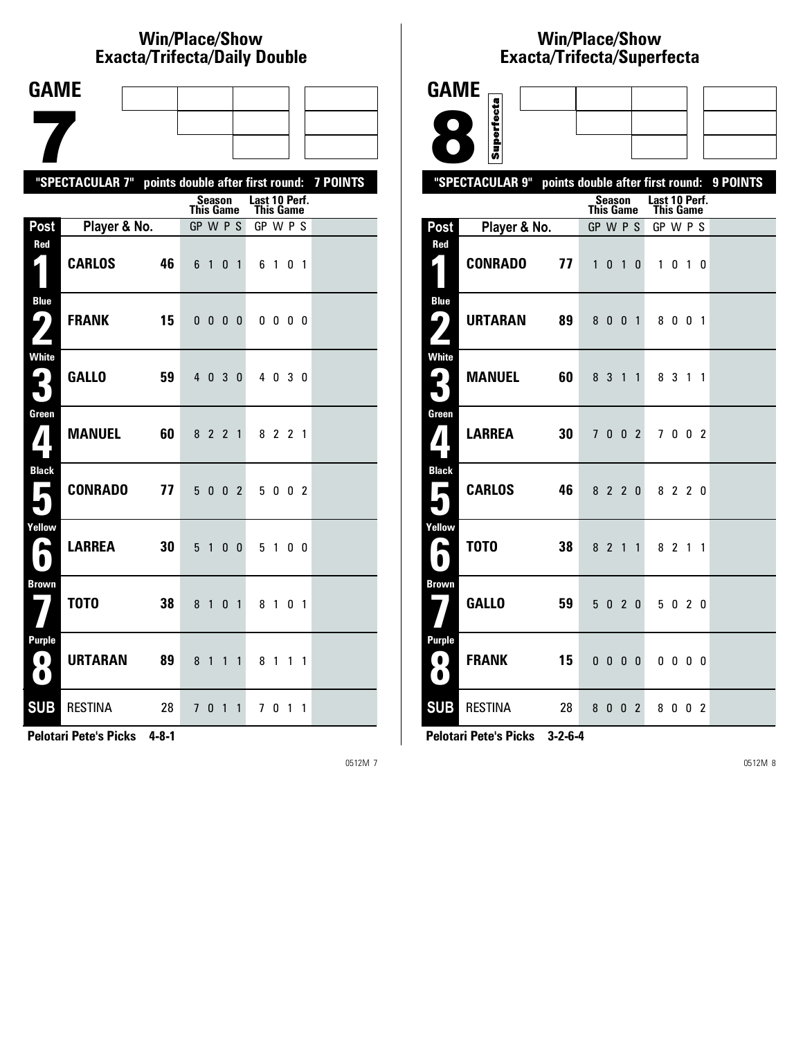## Win/Place/Show
## Exacta/Trifecta/Daily Double

**GAME 7**

**"SPECTACULAR 7" points double after first round: 7 POINTS**

| Post | Player & No. | | Season This Game GP W P S | Last 10 Perf. This Game GP W P S | |
|---|---|---|---|---|---|
| Red 1 | CARLOS | 46 | 6 1 0 1 | 6 1 0 1 | |
| Blue 2 | FRANK | 15 | 0 0 0 0 | 0 0 0 0 | |
| White 3 | GALLO | 59 | 4 0 3 0 | 4 0 3 0 | |
| Green 4 | MANUEL | 60 | 8 2 2 1 | 8 2 2 1 | |
| Black 5 | CONRADO | 77 | 5 0 0 2 | 5 0 0 2 | |
| Yellow 6 | LARREA | 30 | 5 1 0 0 | 5 1 0 0 | |
| Brown 7 | TOTO | 38 | 8 1 0 1 | 8 1 0 1 | |
| Purple 8 | URTARAN | 89 | 8 1 1 1 | 8 1 1 1 | |
| SUB | RESTINA | 28 | 7 0 1 1 | 7 0 1 1 | |

**Pelotari Pete's Picks 4-8-1**

0512M 7

## Win/Place/Show
## Exacta/Trifecta/Superfecta

**GAME 8** Superfecta

**"SPECTACULAR 9" points double after first round: 9 POINTS**

| Post | Player & No. | | Season This Game GP W P S | Last 10 Perf. This Game GP W P S | |
|---|---|---|---|---|---|
| Red 1 | CONRADO | 77 | 1 0 1 0 | 1 0 1 0 | |
| Blue 2 | URTARAN | 89 | 8 0 0 1 | 8 0 0 1 | |
| White 3 | MANUEL | 60 | 8 3 1 1 | 8 3 1 1 | |
| Green 4 | LARREA | 30 | 7 0 0 2 | 7 0 0 2 | |
| Black 5 | CARLOS | 46 | 8 2 2 0 | 8 2 2 0 | |
| Yellow 6 | TOTO | 38 | 8 2 1 1 | 8 2 1 1 | |
| Brown 7 | GALLO | 59 | 5 0 2 0 | 5 0 2 0 | |
| Purple 8 | FRANK | 15 | 0 0 0 0 | 0 0 0 0 | |
| SUB | RESTINA | 28 | 8 0 0 2 | 8 0 0 2 | |

**Pelotari Pete's Picks 3-2-6-4**

0512M 8